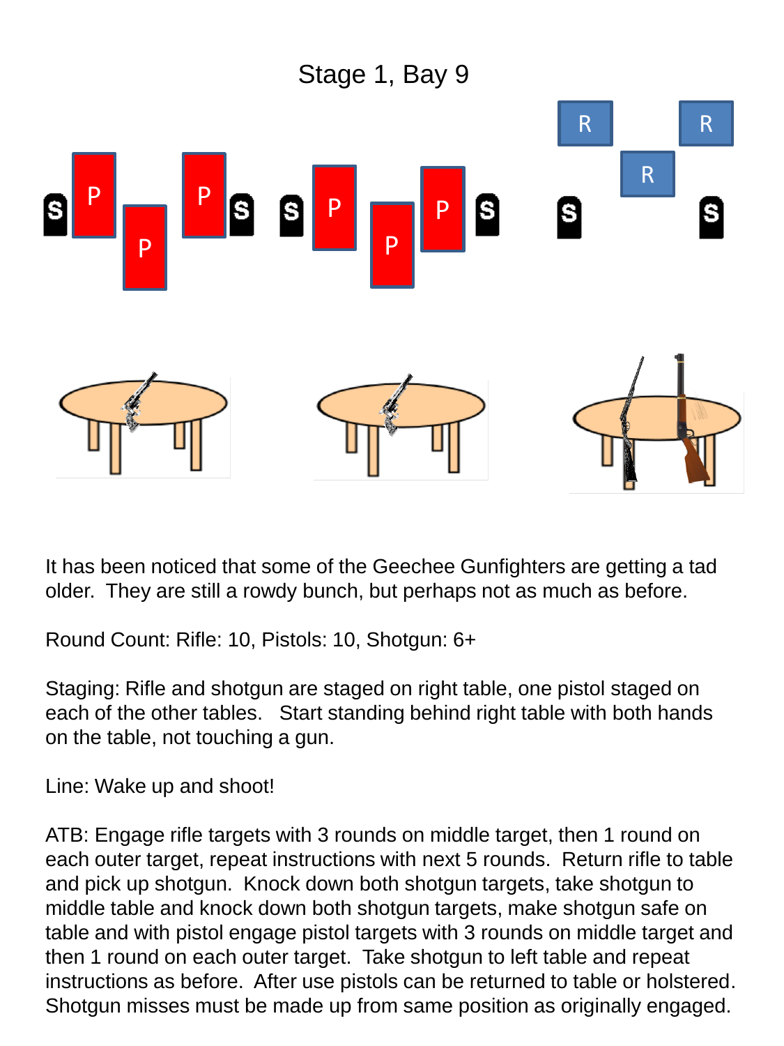# Stage 1, Bay 9

It has been noticed that some of the Geechee Gunfighters are getting a tad older. They are still a rowdy bunch, but perhaps not as much as before.

Round Count: Rifle: 10, Pistols: 10, Shotgun: 6+

Staging: Rifle and shotgun are staged on right table, one pistol staged on each of the other tables. Start standing behind right table with both hands on the table, not touching a gun.

Line: Wake up and shoot!

ATB: Engage rifle targets with 3 rounds on middle target, then 1 round on each outer target, repeat instructions with next 5 rounds. Return rifle to table and pick up shotgun. Knock down both shotgun targets, take shotgun to middle table and knock down both shotgun targets, make shotgun safe on table and with pistol engage pistol targets with 3 rounds on middle target and then 1 round on each outer target. Take shotgun to left table and repeat instructions as before. After use pistols can be returned to table or holstered. Shotgun misses must be made up from same position as originally engaged.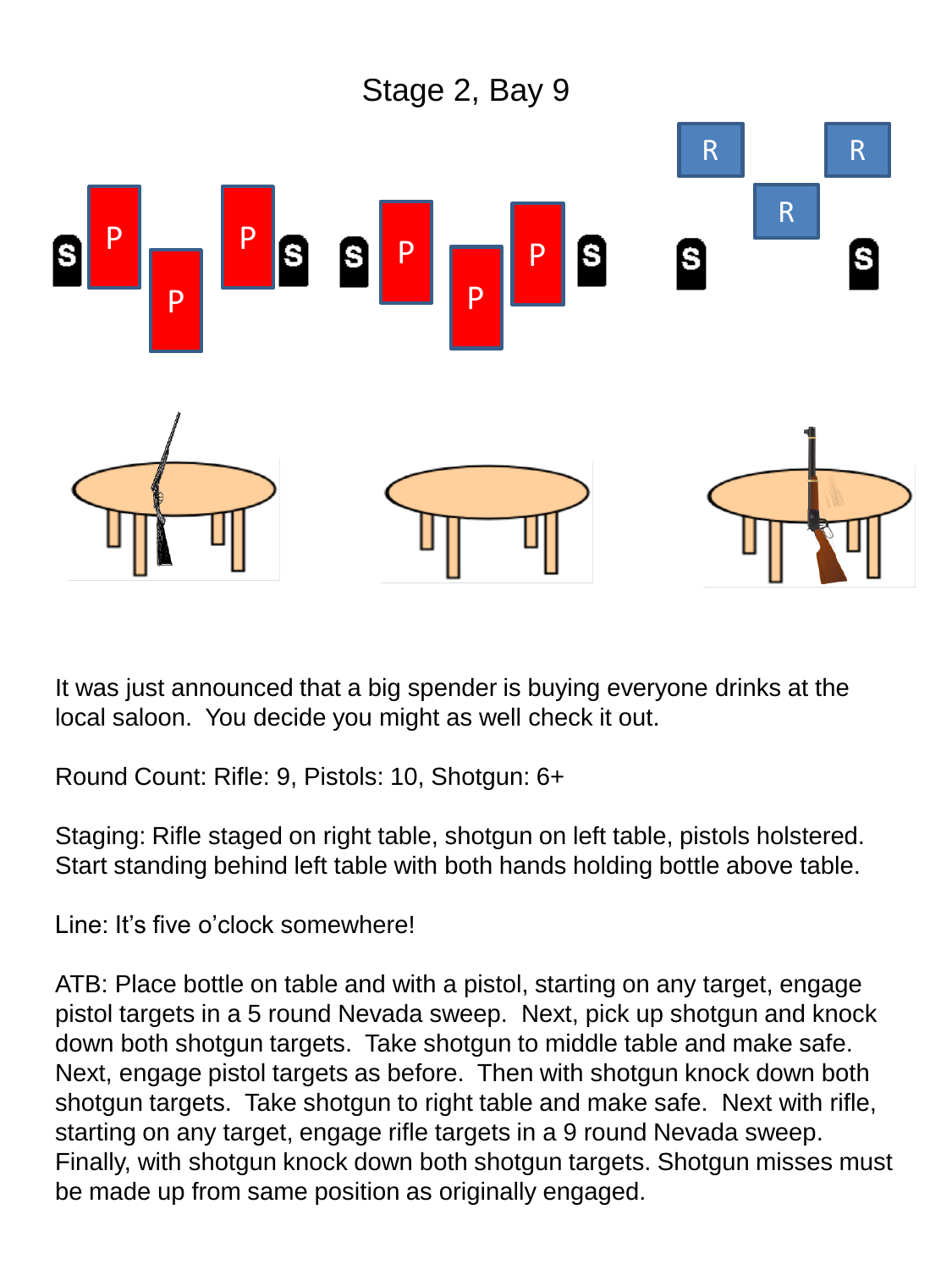# Stage 2, Bay 9

It was just announced that a big spender is buying everyone drinks at the local saloon. You decide you might as well check it out.

Round Count: Rifle: 9, Pistols: 10, Shotgun: 6+

Staging: Rifle staged on right table, shotgun on left table, pistols holstered. Start standing behind left table with both hands holding bottle above table.

Line: It's five o'clock somewhere!

ATB: Place bottle on table and with a pistol, starting on any target, engage pistol targets in a 5 round Nevada sweep. Next, pick up shotgun and knock down both shotgun targets. Take shotgun to middle table and make safe. Next, engage pistol targets as before. Then with shotgun knock down both shotgun targets. Take shotgun to right table and make safe. Next with rifle, starting on any target, engage rifle targets in a 9 round Nevada sweep. Finally, with shotgun knock down both shotgun targets. Shotgun misses must be made up from same position as originally engaged.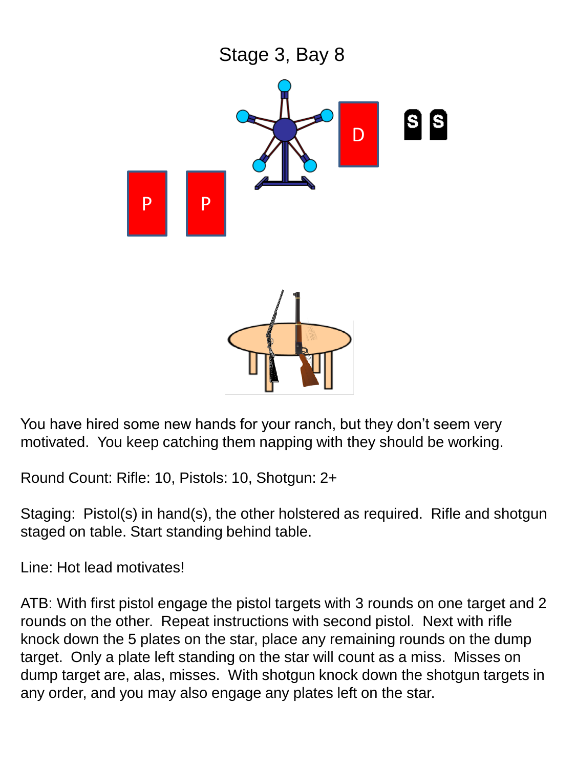# Stage 3, Bay 8

P P D S S

You have hired some new hands for your ranch, but they don't seem very motivated. You keep catching them napping with they should be working.

Round Count: Rifle: 10, Pistols: 10, Shotgun: 2+

Staging: Pistol(s) in hand(s), the other holstered as required. Rifle and shotgun staged on table. Start standing behind table.

Line: Hot lead motivates!

ATB: With first pistol engage the pistol targets with 3 rounds on one target and 2 rounds on the other. Repeat instructions with second pistol. Next with rifle knock down the 5 plates on the star, place any remaining rounds on the dump target. Only a plate left standing on the star will count as a miss. Misses on dump target are, alas, misses. With shotgun knock down the shotgun targets in any order, and you may also engage any plates left on the star.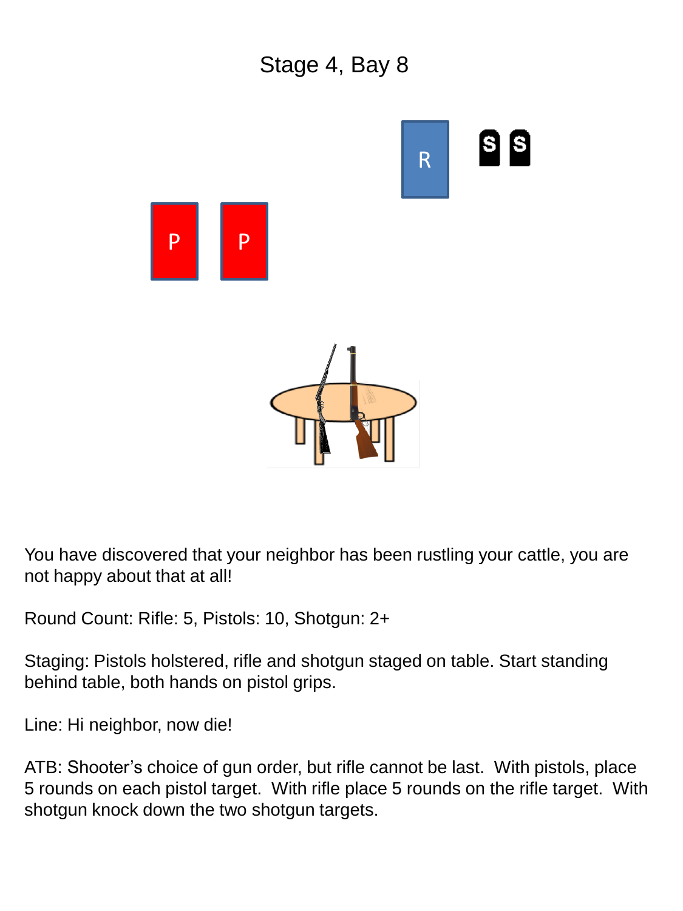# Stage 4, Bay 8

You have discovered that your neighbor has been rustling your cattle, you are not happy about that at all!

Round Count: Rifle: 5, Pistols: 10, Shotgun: 2+

Staging: Pistols holstered, rifle and shotgun staged on table. Start standing behind table, both hands on pistol grips.

Line: Hi neighbor, now die!

ATB: Shooter's choice of gun order, but rifle cannot be last. With pistols, place 5 rounds on each pistol target. With rifle place 5 rounds on the rifle target. With shotgun knock down the two shotgun targets.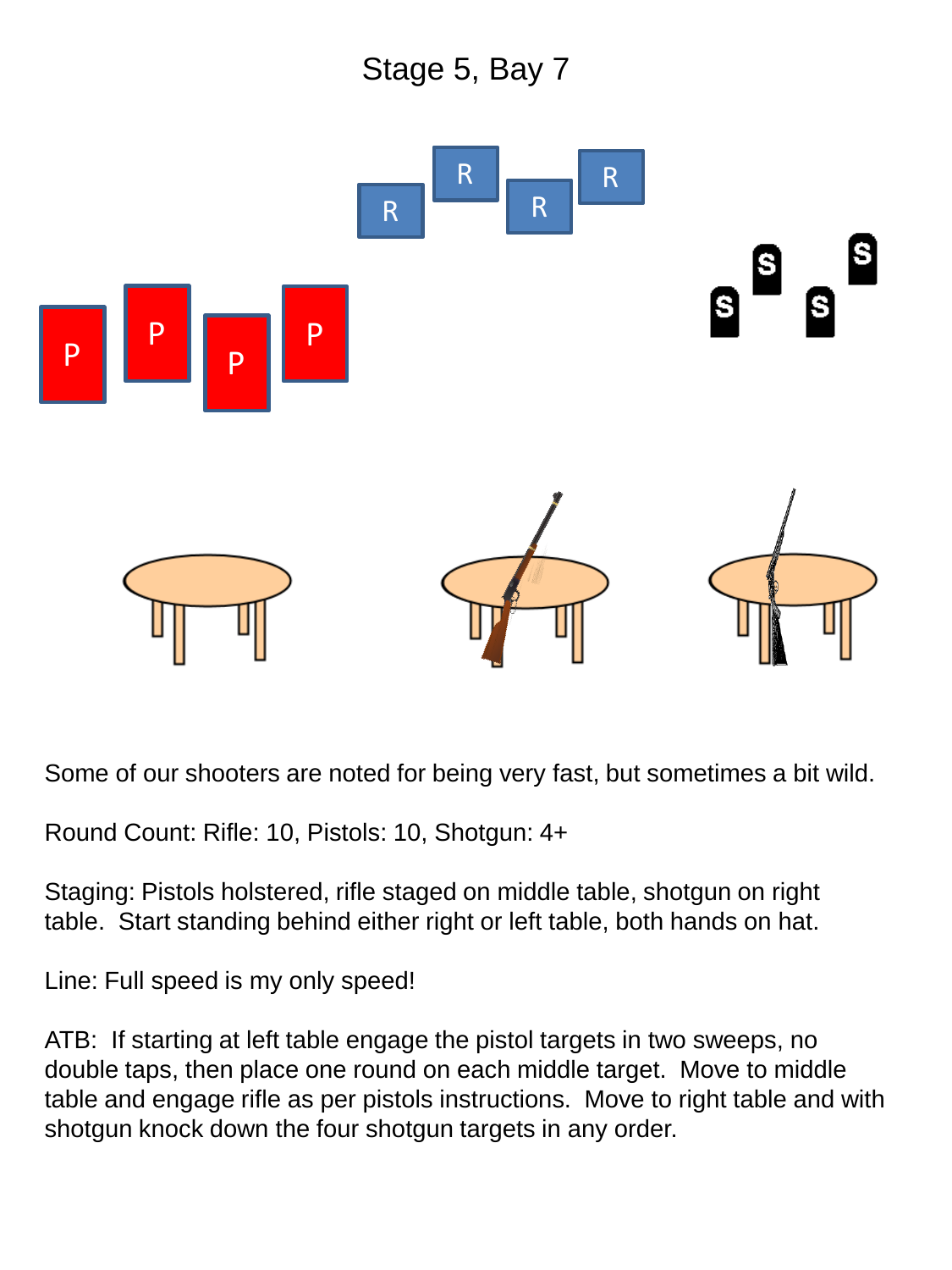# Stage 5, Bay 7

R R R R

P P P P

S S S S

Some of our shooters are noted for being very fast, but sometimes a bit wild.

Round Count: Rifle: 10, Pistols: 10, Shotgun: 4+

Staging: Pistols holstered, rifle staged on middle table, shotgun on right table. Start standing behind either right or left table, both hands on hat.

Line: Full speed is my only speed!

ATB: If starting at left table engage the pistol targets in two sweeps, no double taps, then place one round on each middle target. Move to middle table and engage rifle as per pistols instructions. Move to right table and with shotgun knock down the four shotgun targets in any order.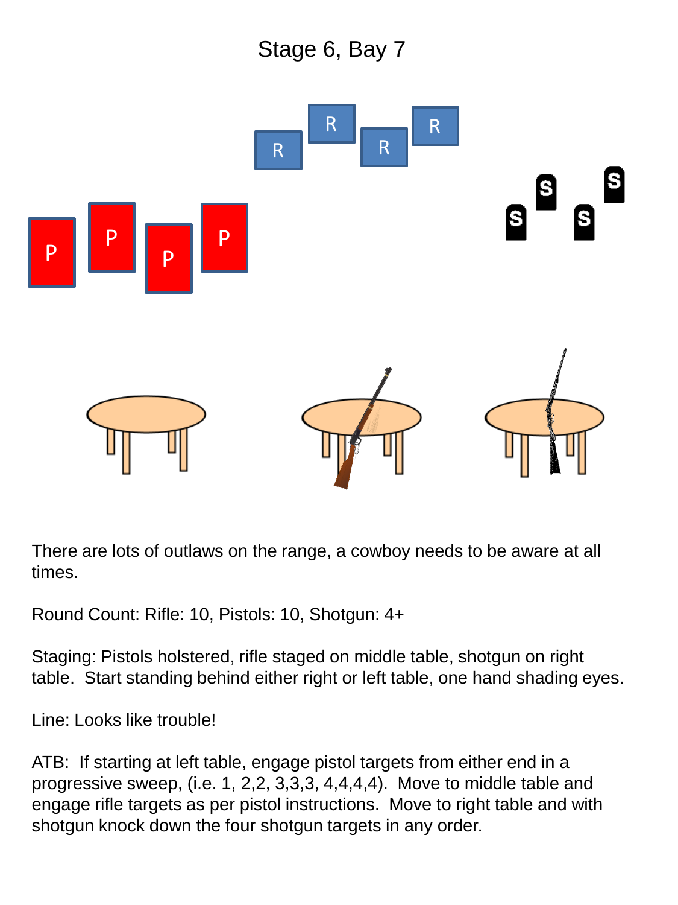# Stage 6, Bay 7

R R R R

P P P P

S S S S

There are lots of outlaws on the range, a cowboy needs to be aware at all times.

Round Count: Rifle: 10, Pistols: 10, Shotgun: 4+

Staging: Pistols holstered, rifle staged on middle table, shotgun on right table. Start standing behind either right or left table, one hand shading eyes.

Line: Looks like trouble!

ATB: If starting at left table, engage pistol targets from either end in a progressive sweep, (i.e. 1, 2,2, 3,3,3, 4,4,4,4). Move to middle table and engage rifle targets as per pistol instructions. Move to right table and with shotgun knock down the four shotgun targets in any order.